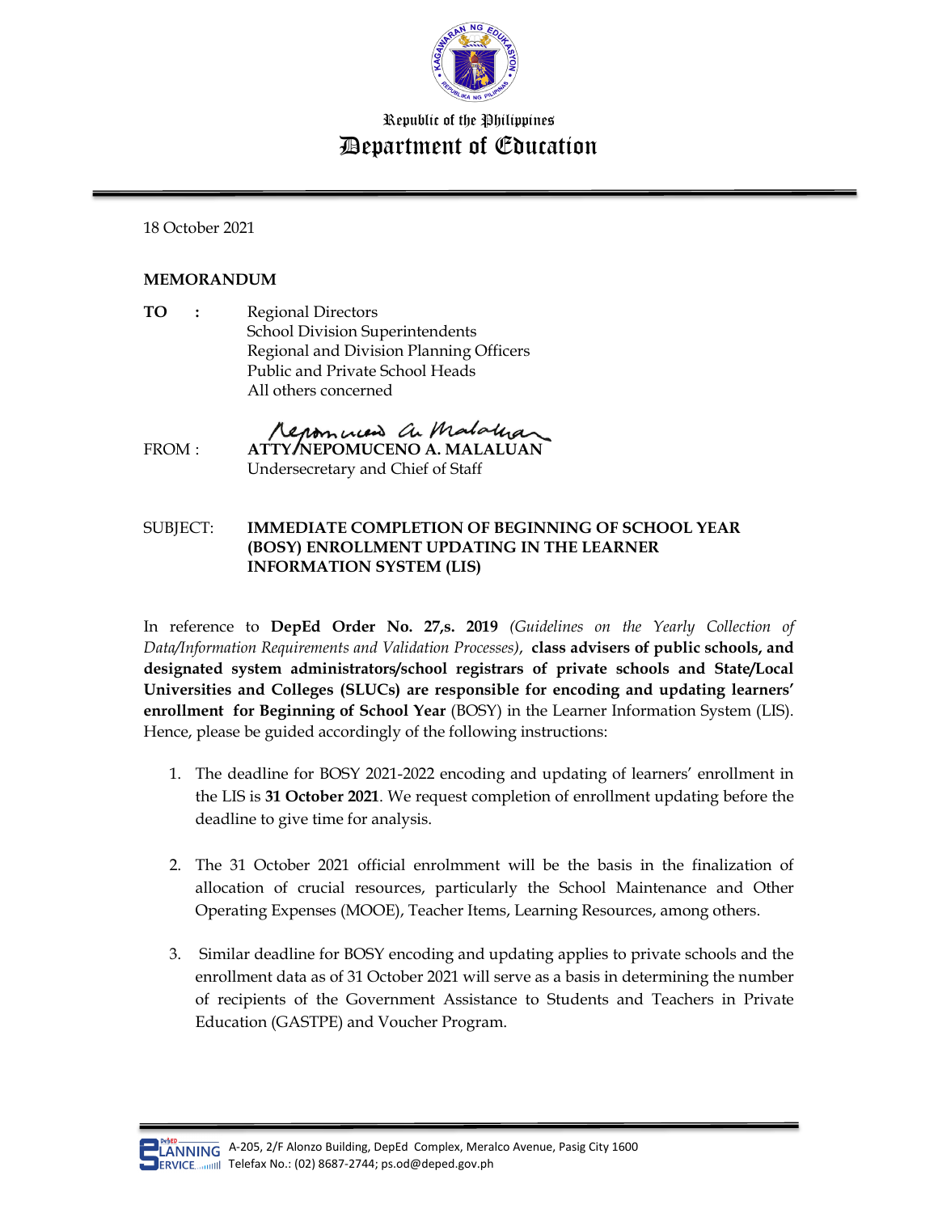Republic of the Philippines
Department of Education

18 October 2021

**MEMORANDUM**

**TO** : Regional Directors
School Division Superintendents
Regional and Division Planning Officers
Public and Private School Heads
All others concerned

FROM : **ATTY. NEPOMUCENO A. MALALUAN**
Undersecretary and Chief of Staff

SUBJECT: **IMMEDIATE COMPLETION OF BEGINNING OF SCHOOL YEAR (BOSY) ENROLLMENT UPDATING IN THE LEARNER INFORMATION SYSTEM (LIS)**

In reference to **DepEd Order No. 27,s. 2019** *(Guidelines on the Yearly Collection of Data/Information Requirements and Validation Processes)*, **class advisers of public schools, and designated system administrators/school registrars of private schools and State/Local Universities and Colleges (SLUCs) are responsible for encoding and updating learners' enrollment for Beginning of School Year** (BOSY) in the Learner Information System (LIS). Hence, please be guided accordingly of the following instructions:

1. The deadline for BOSY 2021-2022 encoding and updating of learners' enrollment in the LIS is **31 October 2021**. We request completion of enrollment updating before the deadline to give time for analysis.

2. The 31 October 2021 official enrolmment will be the basis in the finalization of allocation of crucial resources, particularly the School Maintenance and Other Operating Expenses (MOOE), Teacher Items, Learning Resources, among others.

3. Similar deadline for BOSY encoding and updating applies to private schools and the enrollment data as of 31 October 2021 will serve as a basis in determining the number of recipients of the Government Assistance to Students and Teachers in Private Education (GASTPE) and Voucher Program.

A-205, 2/F Alonzo Building, DepEd Complex, Meralco Avenue, Pasig City 1600
Telefax No.: (02) 8687-2744; ps.od@deped.gov.ph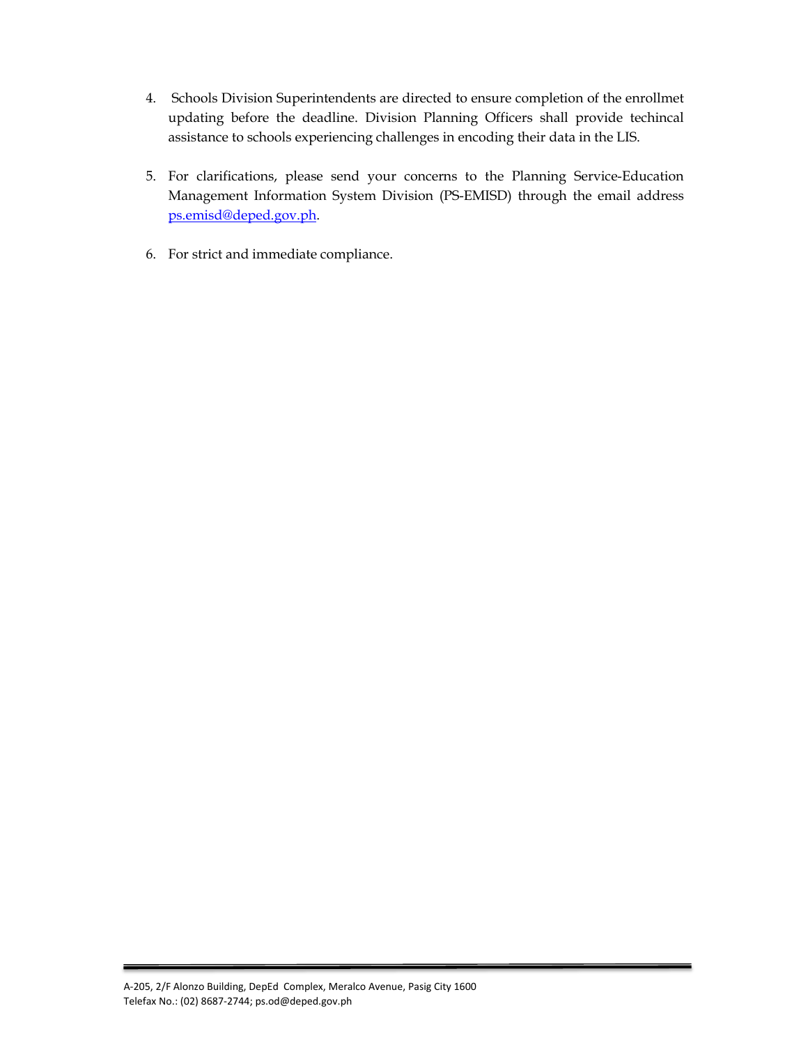4. Schools Division Superintendents are directed to ensure completion of the enrollmet updating before the deadline. Division Planning Officers shall provide techincal assistance to schools experiencing challenges in encoding their data in the LIS.

5. For clarifications, please send your concerns to the Planning Service-Education Management Information System Division (PS-EMISD) through the email address ps.emisd@deped.gov.ph.

6. For strict and immediate compliance.